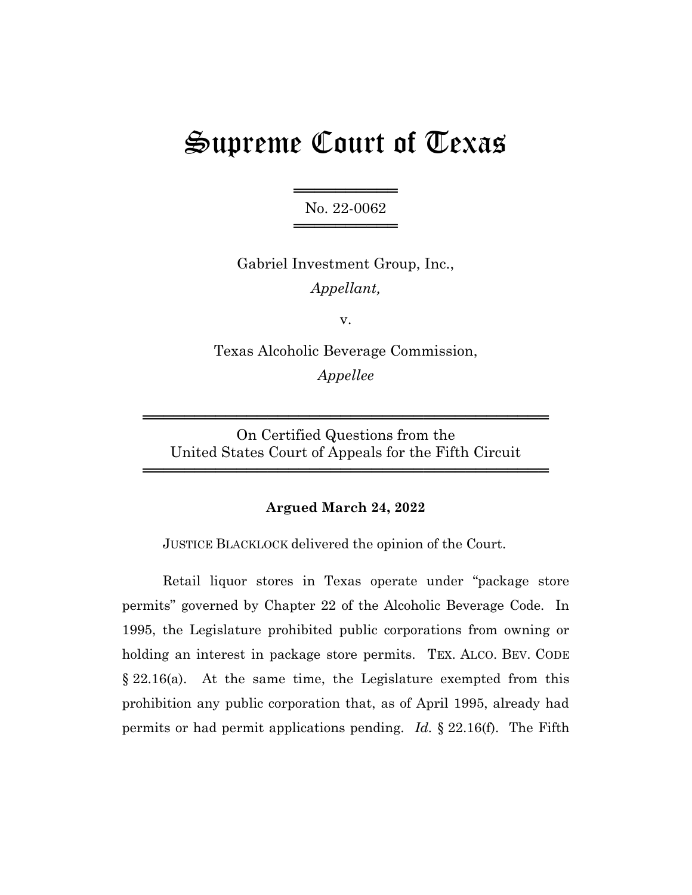# Supreme Court of Texas

No. 22-0062

Gabriel Investment Group, Inc.,
*Appellant,*

v.

Texas Alcoholic Beverage Commission,
*Appellee*

On Certified Questions from the
United States Court of Appeals for the Fifth Circuit

**Argued March 24, 2022**

JUSTICE BLACKLOCK delivered the opinion of the Court.

Retail liquor stores in Texas operate under "package store permits" governed by Chapter 22 of the Alcoholic Beverage Code. In 1995, the Legislature prohibited public corporations from owning or holding an interest in package store permits. TEX. ALCO. BEV. CODE § 22.16(a). At the same time, the Legislature exempted from this prohibition any public corporation that, as of April 1995, already had permits or had permit applications pending. *Id.* § 22.16(f). The Fifth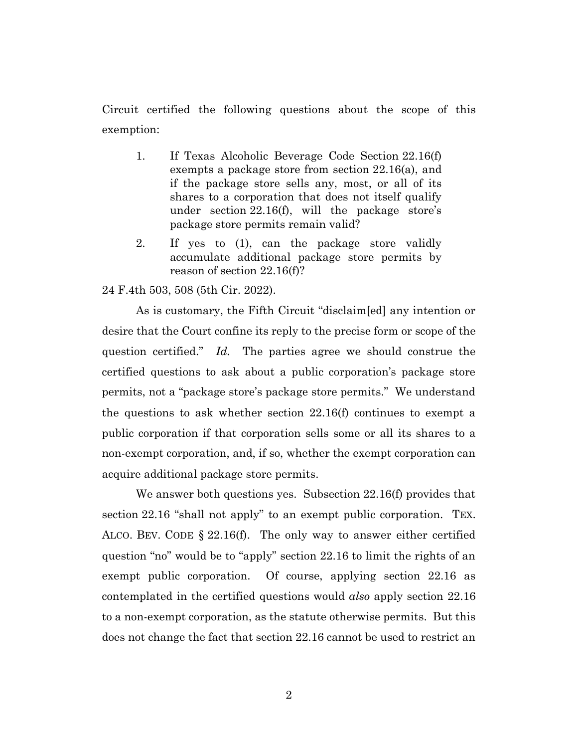Circuit certified the following questions about the scope of this exemption:

1. If Texas Alcoholic Beverage Code Section 22.16(f) exempts a package store from section 22.16(a), and if the package store sells any, most, or all of its shares to a corporation that does not itself qualify under section 22.16(f), will the package store's package store permits remain valid?
2. If yes to (1), can the package store validly accumulate additional package store permits by reason of section 22.16(f)?

24 F.4th 503, 508 (5th Cir. 2022).

As is customary, the Fifth Circuit "disclaim[ed] any intention or desire that the Court confine its reply to the precise form or scope of the question certified." *Id.* The parties agree we should construe the certified questions to ask about a public corporation's package store permits, not a "package store's package store permits." We understand the questions to ask whether section 22.16(f) continues to exempt a public corporation if that corporation sells some or all its shares to a non-exempt corporation, and, if so, whether the exempt corporation can acquire additional package store permits.

We answer both questions yes. Subsection 22.16(f) provides that section 22.16 "shall not apply" to an exempt public corporation. TEX. ALCO. BEV. CODE § 22.16(f). The only way to answer either certified question "no" would be to "apply" section 22.16 to limit the rights of an exempt public corporation. Of course, applying section 22.16 as contemplated in the certified questions would *also* apply section 22.16 to a non-exempt corporation, as the statute otherwise permits. But this does not change the fact that section 22.16 cannot be used to restrict an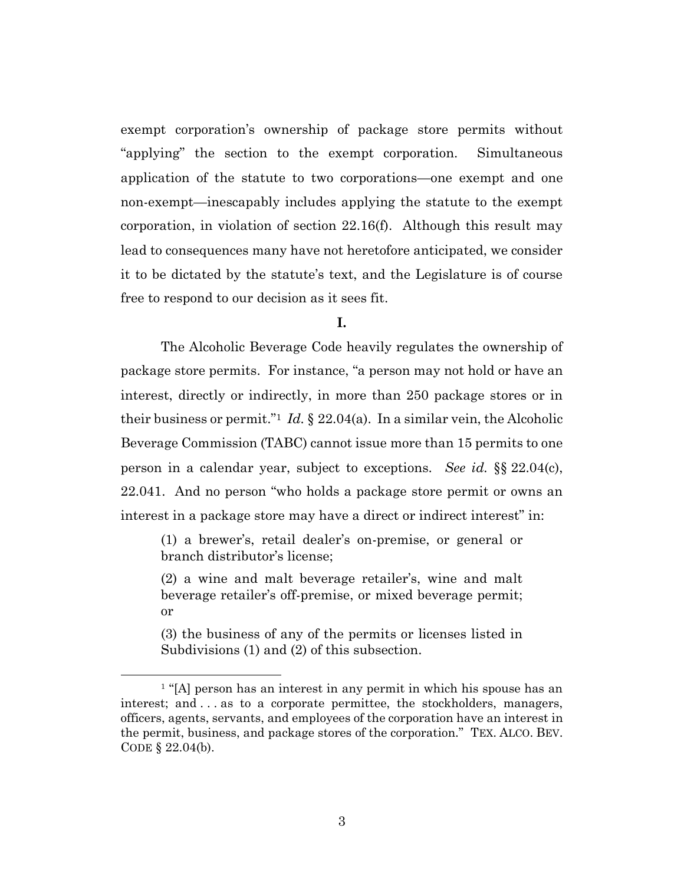exempt corporation's ownership of package store permits without "applying" the section to the exempt corporation. Simultaneous application of the statute to two corporations—one exempt and one non-exempt—inescapably includes applying the statute to the exempt corporation, in violation of section 22.16(f). Although this result may lead to consequences many have not heretofore anticipated, we consider it to be dictated by the statute's text, and the Legislature is of course free to respond to our decision as it sees fit.

## I.

The Alcoholic Beverage Code heavily regulates the ownership of package store permits. For instance, "a person may not hold or have an interest, directly or indirectly, in more than 250 package stores or in their business or permit."[1] *Id.* § 22.04(a). In a similar vein, the Alcoholic Beverage Commission (TABC) cannot issue more than 15 permits to one person in a calendar year, subject to exceptions. *See id.* §§ 22.04(c), 22.041. And no person "who holds a package store permit or owns an interest in a package store may have a direct or indirect interest" in:

> (1) a brewer's, retail dealer's on-premise, or general or branch distributor's license;
>
> (2) a wine and malt beverage retailer's, wine and malt beverage retailer's off-premise, or mixed beverage permit; or
>
> (3) the business of any of the permits or licenses listed in Subdivisions (1) and (2) of this subsection.

---

[1] "[A] person has an interest in any permit in which his spouse has an interest; and . . . as to a corporate permittee, the stockholders, managers, officers, agents, servants, and employees of the corporation have an interest in the permit, business, and package stores of the corporation." TEX. ALCO. BEV. CODE § 22.04(b).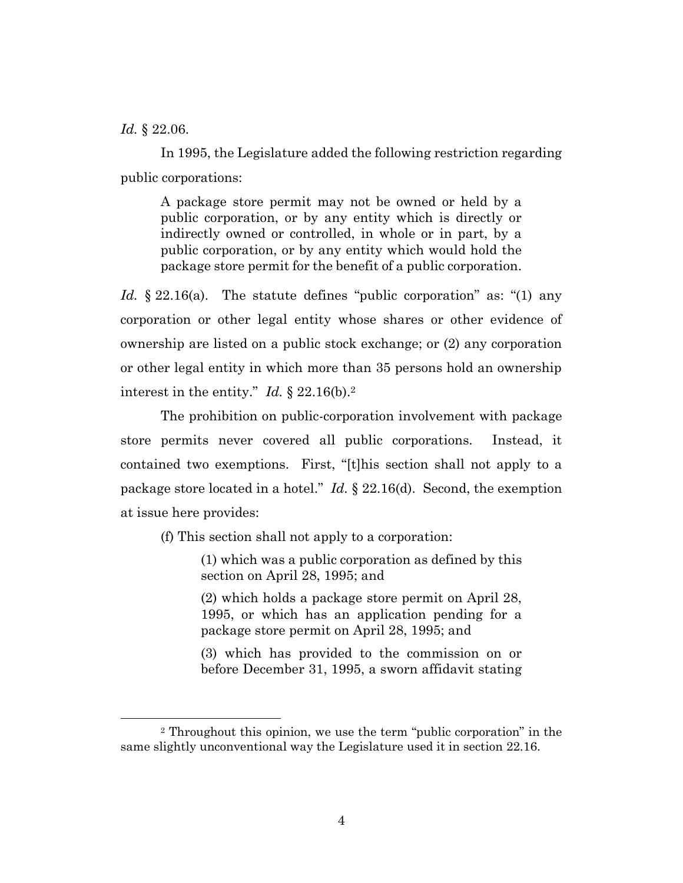*Id.* § 22.06.

In 1995, the Legislature added the following restriction regarding public corporations:

> A package store permit may not be owned or held by a public corporation, or by any entity which is directly or indirectly owned or controlled, in whole or in part, by a public corporation, or by any entity which would hold the package store permit for the benefit of a public corporation.

*Id.* § 22.16(a). The statute defines "public corporation" as: "(1) any corporation or other legal entity whose shares or other evidence of ownership are listed on a public stock exchange; or (2) any corporation or other legal entity in which more than 35 persons hold an ownership interest in the entity." *Id.* § 22.16(b).[2]

The prohibition on public-corporation involvement with package store permits never covered all public corporations. Instead, it contained two exemptions. First, "[t]his section shall not apply to a package store located in a hotel." *Id.* § 22.16(d). Second, the exemption at issue here provides:

> (f) This section shall not apply to a corporation:
>
> > (1) which was a public corporation as defined by this section on April 28, 1995; and
> >
> > (2) which holds a package store permit on April 28, 1995, or which has an application pending for a package store permit on April 28, 1995; and
> >
> > (3) which has provided to the commission on or before December 31, 1995, a sworn affidavit stating

---

[2] Throughout this opinion, we use the term "public corporation" in the same slightly unconventional way the Legislature used it in section 22.16.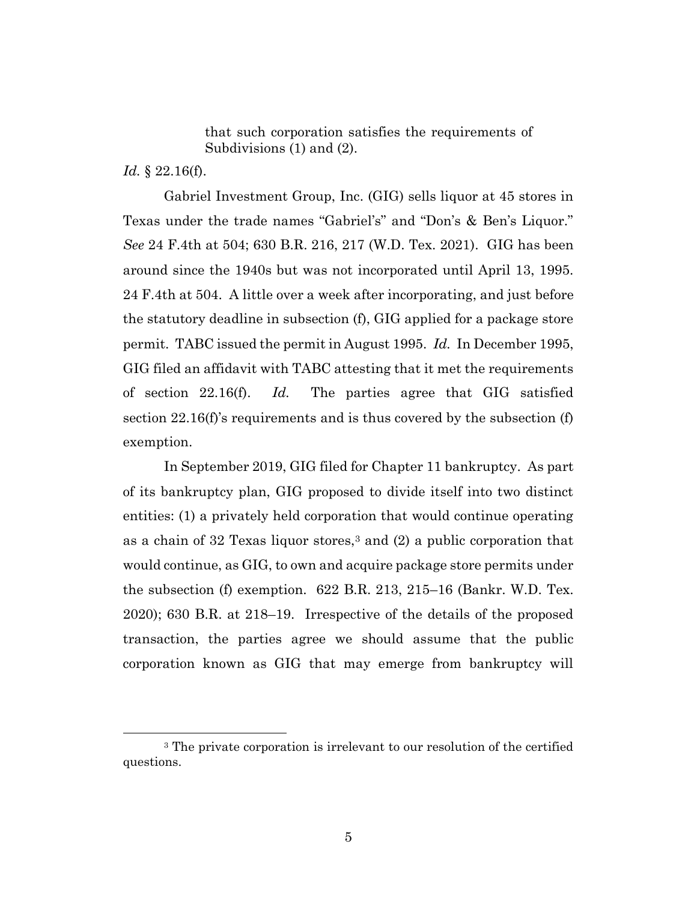> that such corporation satisfies the requirements of Subdivisions (1) and (2).

*Id.* § 22.16(f).

Gabriel Investment Group, Inc. (GIG) sells liquor at 45 stores in Texas under the trade names "Gabriel's" and "Don's & Ben's Liquor." *See* 24 F.4th at 504; 630 B.R. 216, 217 (W.D. Tex. 2021). GIG has been around since the 1940s but was not incorporated until April 13, 1995. 24 F.4th at 504. A little over a week after incorporating, and just before the statutory deadline in subsection (f), GIG applied for a package store permit. TABC issued the permit in August 1995. *Id.* In December 1995, GIG filed an affidavit with TABC attesting that it met the requirements of section 22.16(f). *Id.* The parties agree that GIG satisfied section 22.16(f)'s requirements and is thus covered by the subsection (f) exemption.

In September 2019, GIG filed for Chapter 11 bankruptcy. As part of its bankruptcy plan, GIG proposed to divide itself into two distinct entities: (1) a privately held corporation that would continue operating as a chain of 32 Texas liquor stores,[3] and (2) a public corporation that would continue, as GIG, to own and acquire package store permits under the subsection (f) exemption. 622 B.R. 213, 215–16 (Bankr. W.D. Tex. 2020); 630 B.R. at 218–19. Irrespective of the details of the proposed transaction, the parties agree we should assume that the public corporation known as GIG that may emerge from bankruptcy will

[3] The private corporation is irrelevant to our resolution of the certified questions.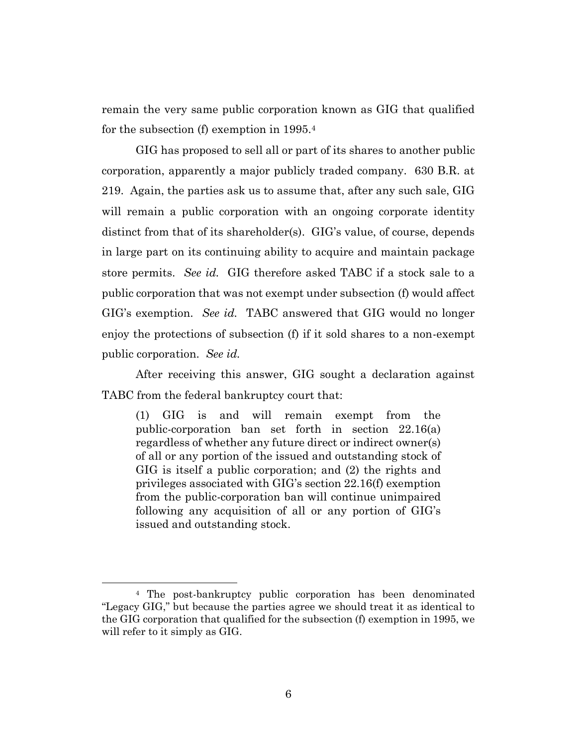remain the very same public corporation known as GIG that qualified for the subsection (f) exemption in 1995.[4]

GIG has proposed to sell all or part of its shares to another public corporation, apparently a major publicly traded company. 630 B.R. at 219. Again, the parties ask us to assume that, after any such sale, GIG will remain a public corporation with an ongoing corporate identity distinct from that of its shareholder(s). GIG's value, of course, depends in large part on its continuing ability to acquire and maintain package store permits. *See id.* GIG therefore asked TABC if a stock sale to a public corporation that was not exempt under subsection (f) would affect GIG's exemption. *See id.* TABC answered that GIG would no longer enjoy the protections of subsection (f) if it sold shares to a non-exempt public corporation. *See id.*

After receiving this answer, GIG sought a declaration against TABC from the federal bankruptcy court that:

> (1) GIG is and will remain exempt from the public-corporation ban set forth in section 22.16(a) regardless of whether any future direct or indirect owner(s) of all or any portion of the issued and outstanding stock of GIG is itself a public corporation; and (2) the rights and privileges associated with GIG's section 22.16(f) exemption from the public-corporation ban will continue unimpaired following any acquisition of all or any portion of GIG's issued and outstanding stock.

---

[4] The post-bankruptcy public corporation has been denominated "Legacy GIG," but because the parties agree we should treat it as identical to the GIG corporation that qualified for the subsection (f) exemption in 1995, we will refer to it simply as GIG.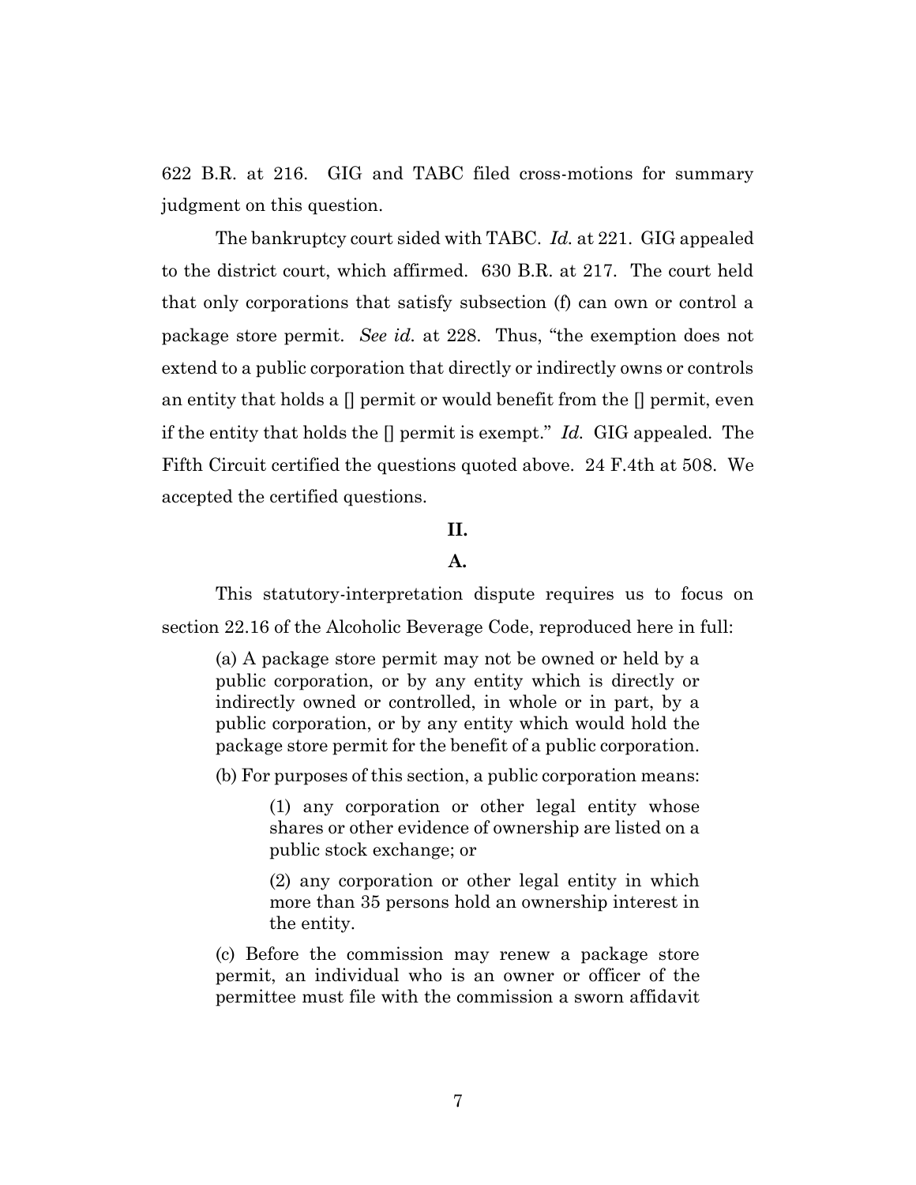622 B.R. at 216. GIG and TABC filed cross-motions for summary judgment on this question.

The bankruptcy court sided with TABC. *Id.* at 221. GIG appealed to the district court, which affirmed. 630 B.R. at 217. The court held that only corporations that satisfy subsection (f) can own or control a package store permit. *See id.* at 228. Thus, "the exemption does not extend to a public corporation that directly or indirectly owns or controls an entity that holds a [] permit or would benefit from the [] permit, even if the entity that holds the [] permit is exempt." *Id.* GIG appealed. The Fifth Circuit certified the questions quoted above. 24 F.4th at 508. We accepted the certified questions.

## II.

### A.

This statutory-interpretation dispute requires us to focus on section 22.16 of the Alcoholic Beverage Code, reproduced here in full:

> (a) A package store permit may not be owned or held by a public corporation, or by any entity which is directly or indirectly owned or controlled, in whole or in part, by a public corporation, or by any entity which would hold the package store permit for the benefit of a public corporation.
>
> (b) For purposes of this section, a public corporation means:
>
> > (1) any corporation or other legal entity whose shares or other evidence of ownership are listed on a public stock exchange; or
> >
> > (2) any corporation or other legal entity in which more than 35 persons hold an ownership interest in the entity.
>
> (c) Before the commission may renew a package store permit, an individual who is an owner or officer of the permittee must file with the commission a sworn affidavit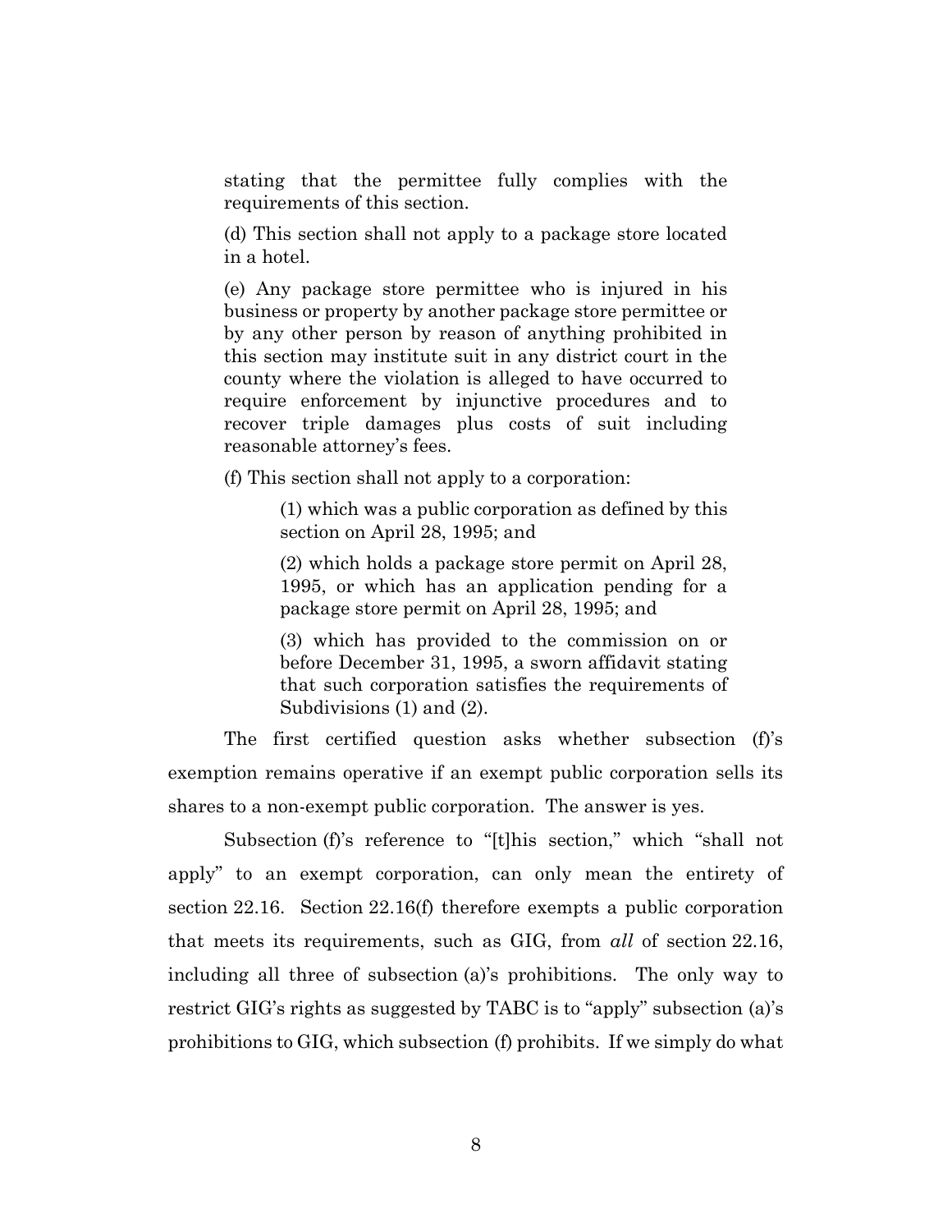stating that the permittee fully complies with the requirements of this section.

(d) This section shall not apply to a package store located in a hotel.

(e) Any package store permittee who is injured in his business or property by another package store permittee or by any other person by reason of anything prohibited in this section may institute suit in any district court in the county where the violation is alleged to have occurred to require enforcement by injunctive procedures and to recover triple damages plus costs of suit including reasonable attorney's fees.

(f) This section shall not apply to a corporation:

> (1) which was a public corporation as defined by this section on April 28, 1995; and
>
> (2) which holds a package store permit on April 28, 1995, or which has an application pending for a package store permit on April 28, 1995; and
>
> (3) which has provided to the commission on or before December 31, 1995, a sworn affidavit stating that such corporation satisfies the requirements of Subdivisions (1) and (2).

The first certified question asks whether subsection (f)'s exemption remains operative if an exempt public corporation sells its shares to a non-exempt public corporation. The answer is yes.

Subsection (f)'s reference to "[t]his section," which "shall not apply" to an exempt corporation, can only mean the entirety of section 22.16. Section 22.16(f) therefore exempts a public corporation that meets its requirements, such as GIG, from *all* of section 22.16, including all three of subsection (a)'s prohibitions. The only way to restrict GIG's rights as suggested by TABC is to "apply" subsection (a)'s prohibitions to GIG, which subsection (f) prohibits. If we simply do what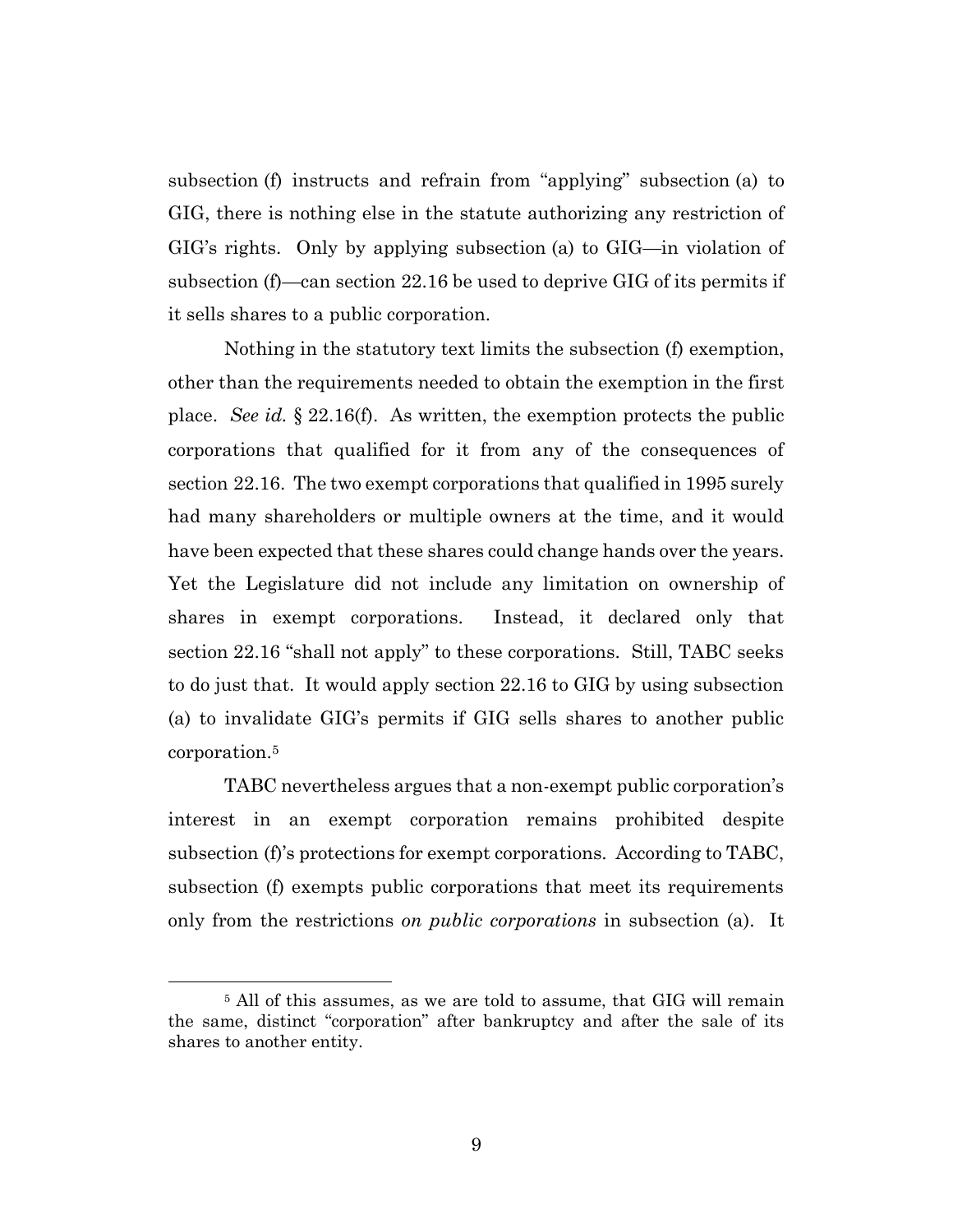subsection (f) instructs and refrain from "applying" subsection (a) to GIG, there is nothing else in the statute authorizing any restriction of GIG's rights. Only by applying subsection (a) to GIG—in violation of subsection (f)—can section 22.16 be used to deprive GIG of its permits if it sells shares to a public corporation.

Nothing in the statutory text limits the subsection (f) exemption, other than the requirements needed to obtain the exemption in the first place. *See id.* § 22.16(f). As written, the exemption protects the public corporations that qualified for it from any of the consequences of section 22.16. The two exempt corporations that qualified in 1995 surely had many shareholders or multiple owners at the time, and it would have been expected that these shares could change hands over the years. Yet the Legislature did not include any limitation on ownership of shares in exempt corporations. Instead, it declared only that section 22.16 "shall not apply" to these corporations. Still, TABC seeks to do just that. It would apply section 22.16 to GIG by using subsection (a) to invalidate GIG's permits if GIG sells shares to another public corporation.[5]

TABC nevertheless argues that a non-exempt public corporation's interest in an exempt corporation remains prohibited despite subsection (f)'s protections for exempt corporations. According to TABC, subsection (f) exempts public corporations that meet its requirements only from the restrictions *on public corporations* in subsection (a). It

[5] All of this assumes, as we are told to assume, that GIG will remain the same, distinct "corporation" after bankruptcy and after the sale of its shares to another entity.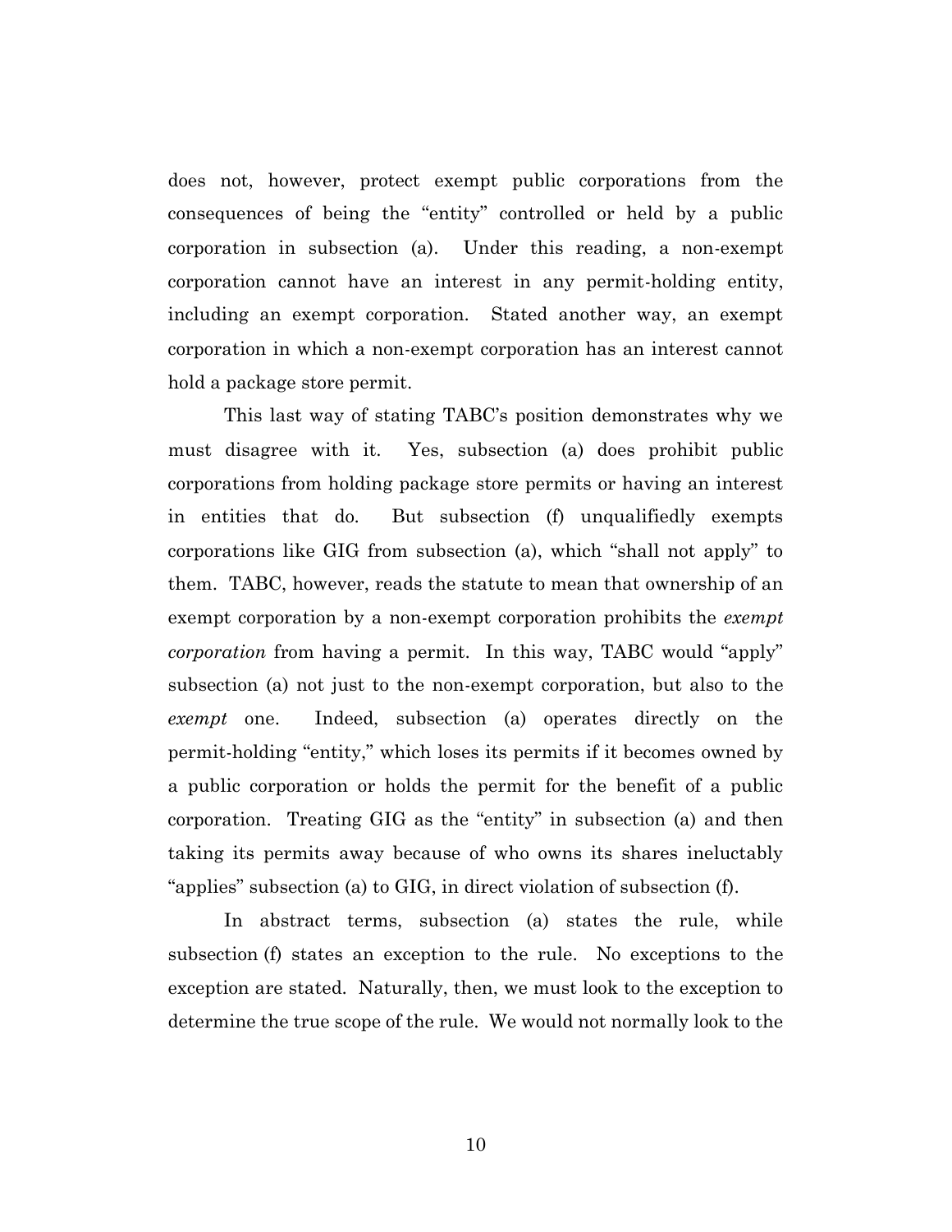does not, however, protect exempt public corporations from the consequences of being the "entity" controlled or held by a public corporation in subsection (a). Under this reading, a non-exempt corporation cannot have an interest in any permit-holding entity, including an exempt corporation. Stated another way, an exempt corporation in which a non-exempt corporation has an interest cannot hold a package store permit.

This last way of stating TABC's position demonstrates why we must disagree with it. Yes, subsection (a) does prohibit public corporations from holding package store permits or having an interest in entities that do. But subsection (f) unqualifiedly exempts corporations like GIG from subsection (a), which "shall not apply" to them. TABC, however, reads the statute to mean that ownership of an exempt corporation by a non-exempt corporation prohibits the *exempt corporation* from having a permit. In this way, TABC would "apply" subsection (a) not just to the non-exempt corporation, but also to the *exempt* one. Indeed, subsection (a) operates directly on the permit-holding "entity," which loses its permits if it becomes owned by a public corporation or holds the permit for the benefit of a public corporation. Treating GIG as the "entity" in subsection (a) and then taking its permits away because of who owns its shares ineluctably "applies" subsection (a) to GIG, in direct violation of subsection (f).

In abstract terms, subsection (a) states the rule, while subsection (f) states an exception to the rule. No exceptions to the exception are stated. Naturally, then, we must look to the exception to determine the true scope of the rule. We would not normally look to the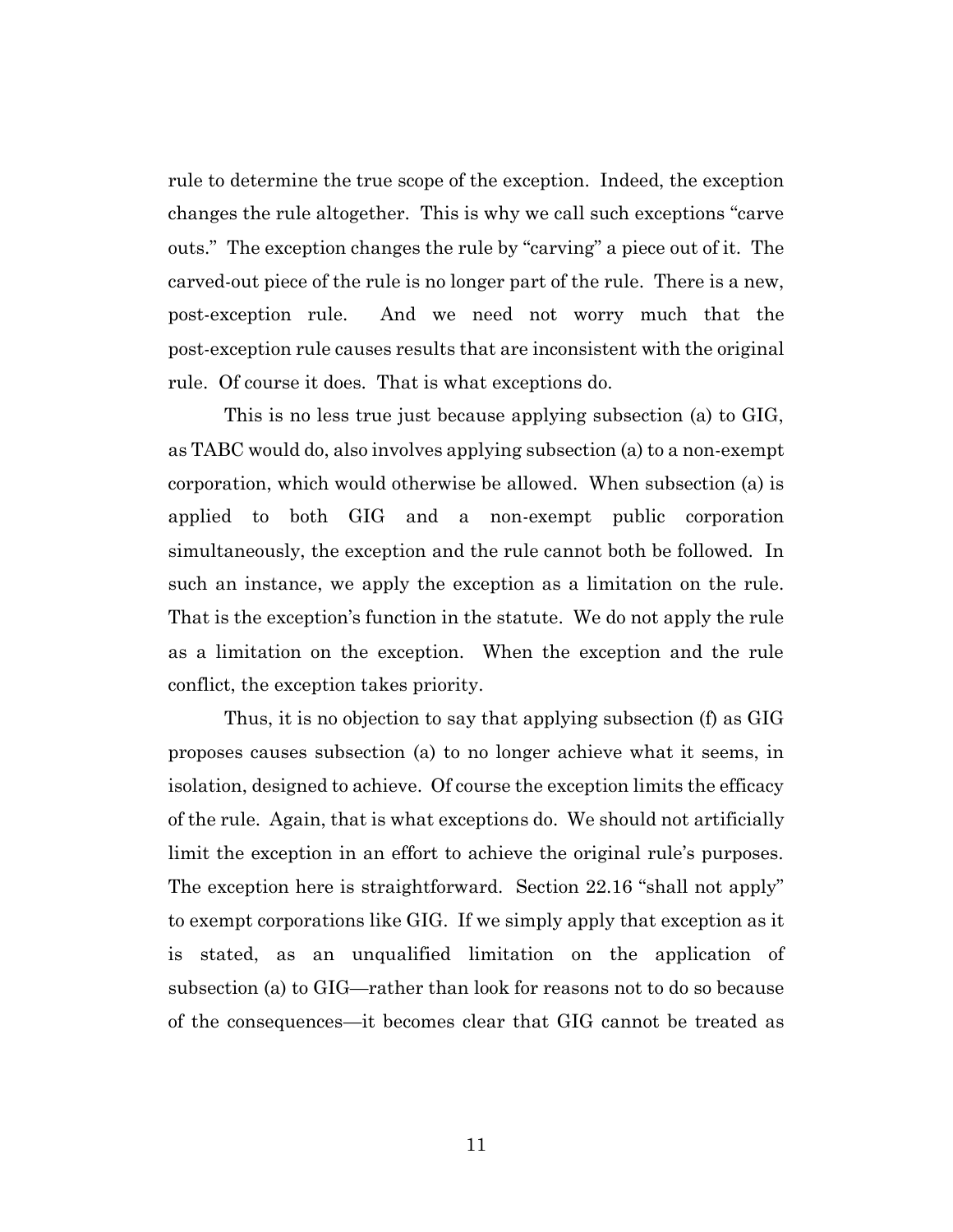rule to determine the true scope of the exception. Indeed, the exception changes the rule altogether. This is why we call such exceptions "carve outs." The exception changes the rule by "carving" a piece out of it. The carved-out piece of the rule is no longer part of the rule. There is a new, post-exception rule. And we need not worry much that the post-exception rule causes results that are inconsistent with the original rule. Of course it does. That is what exceptions do.

This is no less true just because applying subsection (a) to GIG, as TABC would do, also involves applying subsection (a) to a non-exempt corporation, which would otherwise be allowed. When subsection (a) is applied to both GIG and a non-exempt public corporation simultaneously, the exception and the rule cannot both be followed. In such an instance, we apply the exception as a limitation on the rule. That is the exception's function in the statute. We do not apply the rule as a limitation on the exception. When the exception and the rule conflict, the exception takes priority.

Thus, it is no objection to say that applying subsection (f) as GIG proposes causes subsection (a) to no longer achieve what it seems, in isolation, designed to achieve. Of course the exception limits the efficacy of the rule. Again, that is what exceptions do. We should not artificially limit the exception in an effort to achieve the original rule's purposes. The exception here is straightforward. Section 22.16 "shall not apply" to exempt corporations like GIG. If we simply apply that exception as it is stated, as an unqualified limitation on the application of subsection (a) to GIG—rather than look for reasons not to do so because of the consequences—it becomes clear that GIG cannot be treated as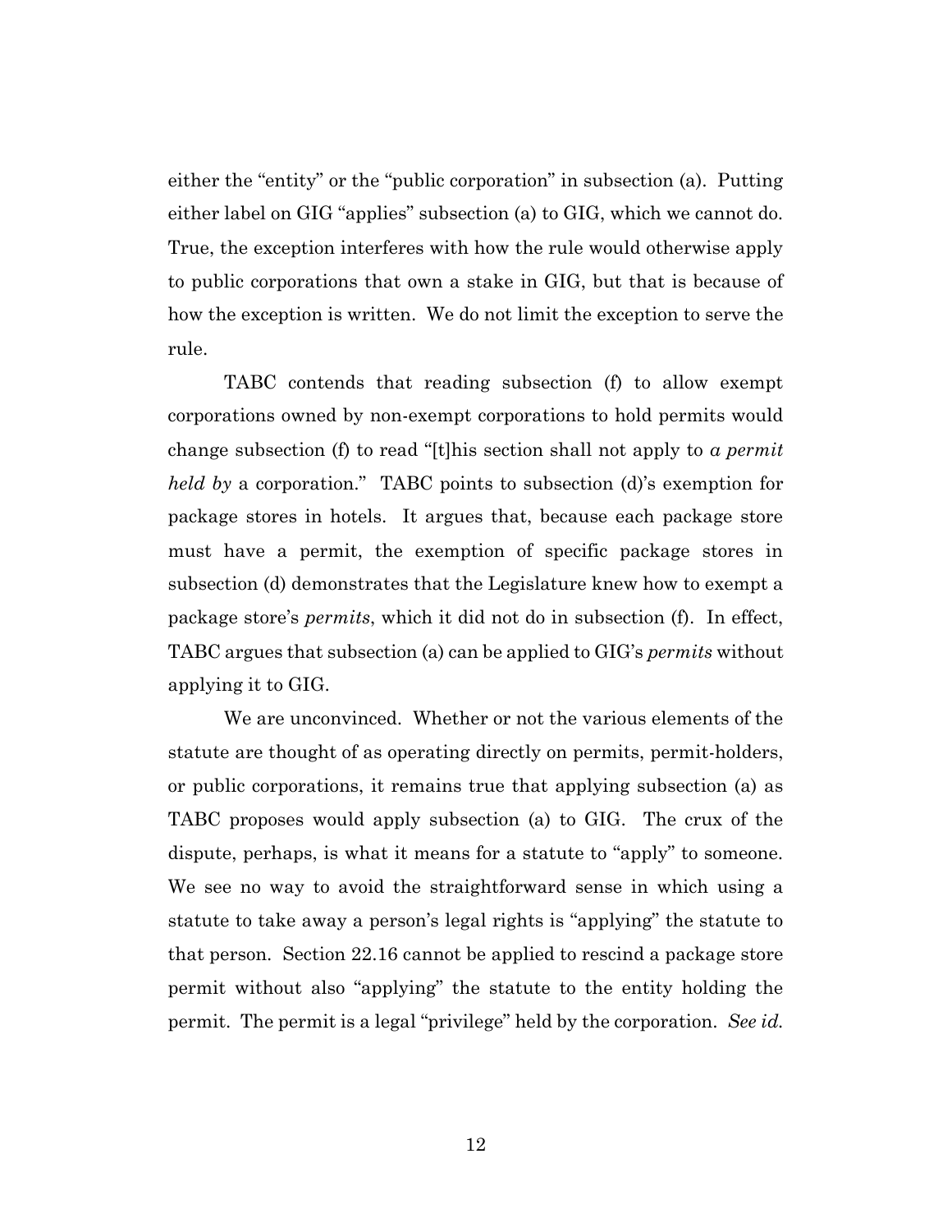either the "entity" or the "public corporation" in subsection (a). Putting either label on GIG "applies" subsection (a) to GIG, which we cannot do. True, the exception interferes with how the rule would otherwise apply to public corporations that own a stake in GIG, but that is because of how the exception is written. We do not limit the exception to serve the rule.

TABC contends that reading subsection (f) to allow exempt corporations owned by non-exempt corporations to hold permits would change subsection (f) to read "[t]his section shall not apply to *a permit held by* a corporation." TABC points to subsection (d)'s exemption for package stores in hotels. It argues that, because each package store must have a permit, the exemption of specific package stores in subsection (d) demonstrates that the Legislature knew how to exempt a package store's *permits*, which it did not do in subsection (f). In effect, TABC argues that subsection (a) can be applied to GIG's *permits* without applying it to GIG.

We are unconvinced. Whether or not the various elements of the statute are thought of as operating directly on permits, permit-holders, or public corporations, it remains true that applying subsection (a) as TABC proposes would apply subsection (a) to GIG. The crux of the dispute, perhaps, is what it means for a statute to "apply" to someone. We see no way to avoid the straightforward sense in which using a statute to take away a person's legal rights is "applying" the statute to that person. Section 22.16 cannot be applied to rescind a package store permit without also "applying" the statute to the entity holding the permit. The permit is a legal "privilege" held by the corporation. *See id.*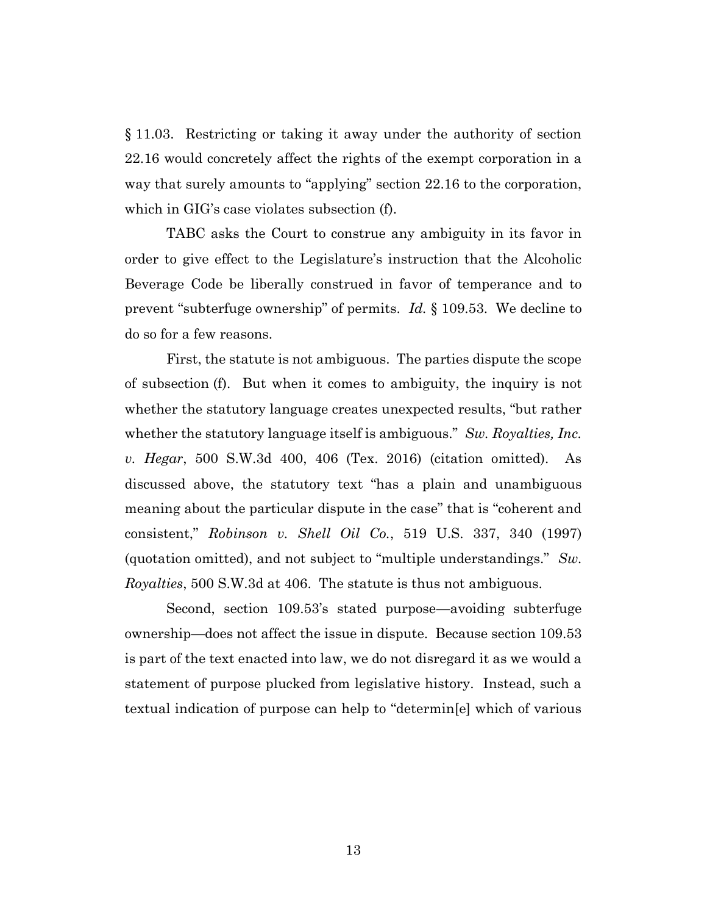§ 11.03. Restricting or taking it away under the authority of section 22.16 would concretely affect the rights of the exempt corporation in a way that surely amounts to "applying" section 22.16 to the corporation, which in GIG's case violates subsection (f).

TABC asks the Court to construe any ambiguity in its favor in order to give effect to the Legislature's instruction that the Alcoholic Beverage Code be liberally construed in favor of temperance and to prevent "subterfuge ownership" of permits. *Id.* § 109.53. We decline to do so for a few reasons.

First, the statute is not ambiguous. The parties dispute the scope of subsection (f). But when it comes to ambiguity, the inquiry is not whether the statutory language creates unexpected results, "but rather whether the statutory language itself is ambiguous." *Sw. Royalties, Inc. v. Hegar*, 500 S.W.3d 400, 406 (Tex. 2016) (citation omitted). As discussed above, the statutory text "has a plain and unambiguous meaning about the particular dispute in the case" that is "coherent and consistent," *Robinson v. Shell Oil Co.*, 519 U.S. 337, 340 (1997) (quotation omitted), and not subject to "multiple understandings." *Sw. Royalties*, 500 S.W.3d at 406. The statute is thus not ambiguous.

Second, section 109.53's stated purpose—avoiding subterfuge ownership—does not affect the issue in dispute. Because section 109.53 is part of the text enacted into law, we do not disregard it as we would a statement of purpose plucked from legislative history. Instead, such a textual indication of purpose can help to "determin[e] which of various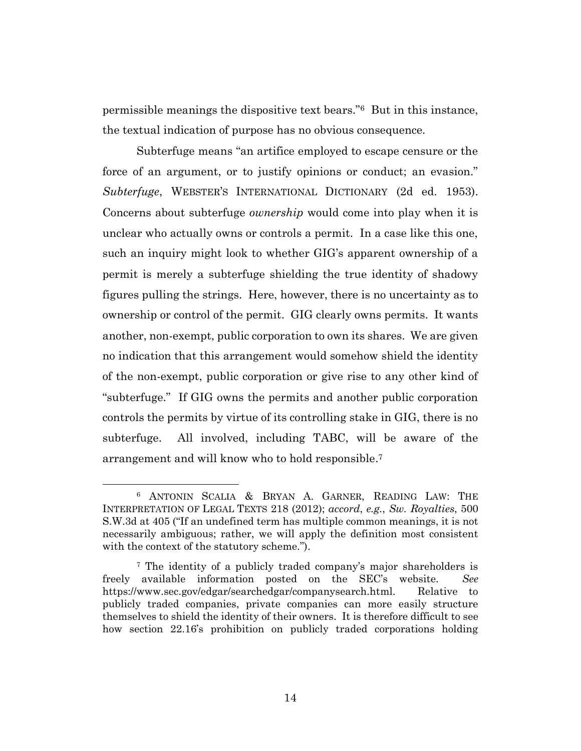permissible meanings the dispositive text bears."[6] But in this instance, the textual indication of purpose has no obvious consequence.

Subterfuge means "an artifice employed to escape censure or the force of an argument, or to justify opinions or conduct; an evasion." *Subterfuge*, WEBSTER'S INTERNATIONAL DICTIONARY (2d ed. 1953). Concerns about subterfuge *ownership* would come into play when it is unclear who actually owns or controls a permit. In a case like this one, such an inquiry might look to whether GIG's apparent ownership of a permit is merely a subterfuge shielding the true identity of shadowy figures pulling the strings. Here, however, there is no uncertainty as to ownership or control of the permit. GIG clearly owns permits. It wants another, non-exempt, public corporation to own its shares. We are given no indication that this arrangement would somehow shield the identity of the non-exempt, public corporation or give rise to any other kind of "subterfuge." If GIG owns the permits and another public corporation controls the permits by virtue of its controlling stake in GIG, there is no subterfuge. All involved, including TABC, will be aware of the arrangement and will know who to hold responsible.[7]

---

[6] ANTONIN SCALIA & BRYAN A. GARNER, READING LAW: THE INTERPRETATION OF LEGAL TEXTS 218 (2012); *accord*, *e.g.*, *Sw. Royalties*, 500 S.W.3d at 405 ("If an undefined term has multiple common meanings, it is not necessarily ambiguous; rather, we will apply the definition most consistent with the context of the statutory scheme.").

[7] The identity of a publicly traded company's major shareholders is freely available information posted on the SEC's website. *See* https://www.sec.gov/edgar/searchedgar/companysearch.html. Relative to publicly traded companies, private companies can more easily structure themselves to shield the identity of their owners. It is therefore difficult to see how section 22.16's prohibition on publicly traded corporations holding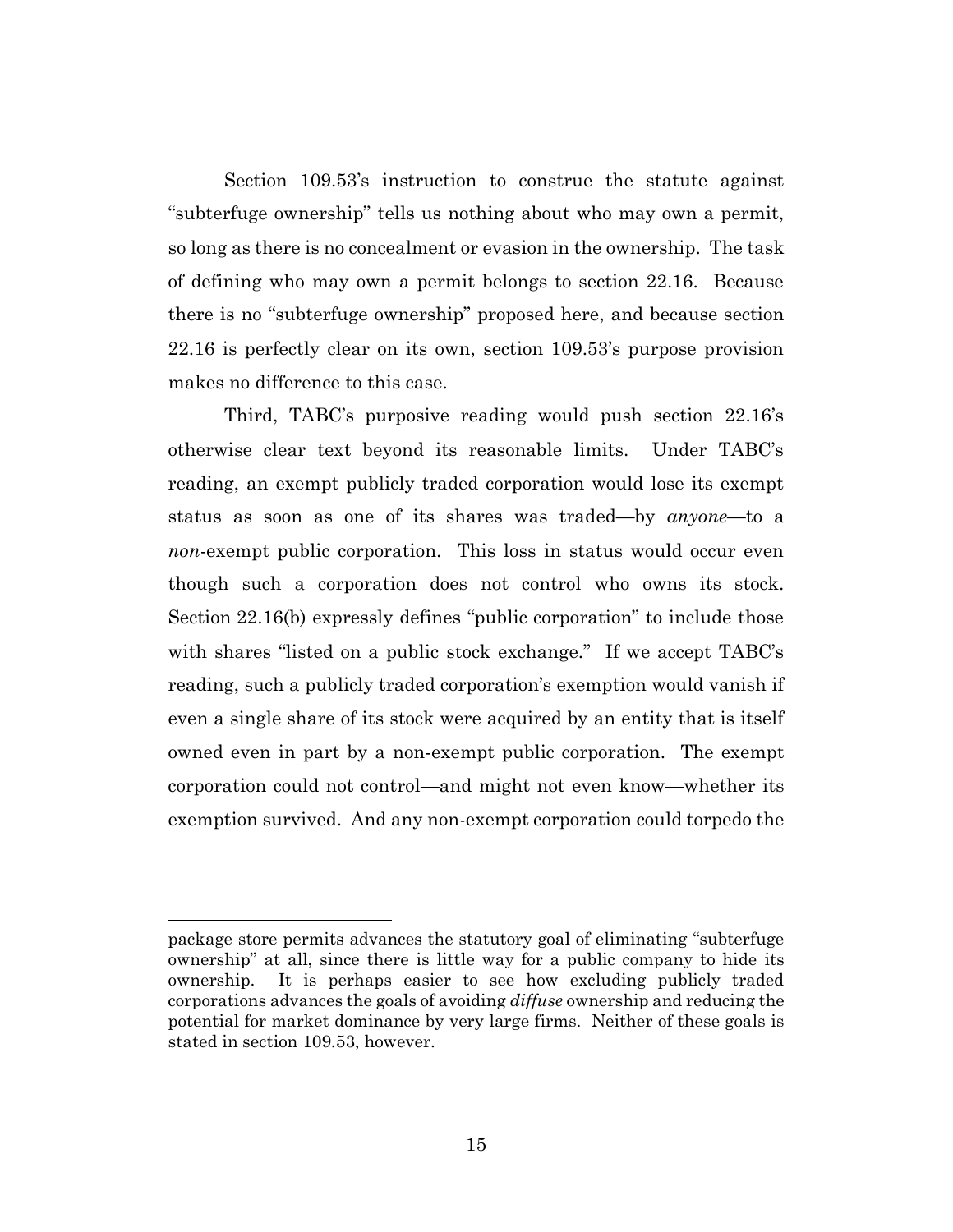Section 109.53's instruction to construe the statute against "subterfuge ownership" tells us nothing about who may own a permit, so long as there is no concealment or evasion in the ownership. The task of defining who may own a permit belongs to section 22.16. Because there is no "subterfuge ownership" proposed here, and because section 22.16 is perfectly clear on its own, section 109.53's purpose provision makes no difference to this case.

Third, TABC's purposive reading would push section 22.16's otherwise clear text beyond its reasonable limits. Under TABC's reading, an exempt publicly traded corporation would lose its exempt status as soon as one of its shares was traded—by *anyone*—to a *non*-exempt public corporation. This loss in status would occur even though such a corporation does not control who owns its stock. Section 22.16(b) expressly defines "public corporation" to include those with shares "listed on a public stock exchange." If we accept TABC's reading, such a publicly traded corporation's exemption would vanish if even a single share of its stock were acquired by an entity that is itself owned even in part by a non-exempt public corporation. The exempt corporation could not control—and might not even know—whether its exemption survived. And any non-exempt corporation could torpedo the

---

package store permits advances the statutory goal of eliminating "subterfuge ownership" at all, since there is little way for a public company to hide its ownership. It is perhaps easier to see how excluding publicly traded corporations advances the goals of avoiding *diffuse* ownership and reducing the potential for market dominance by very large firms. Neither of these goals is stated in section 109.53, however.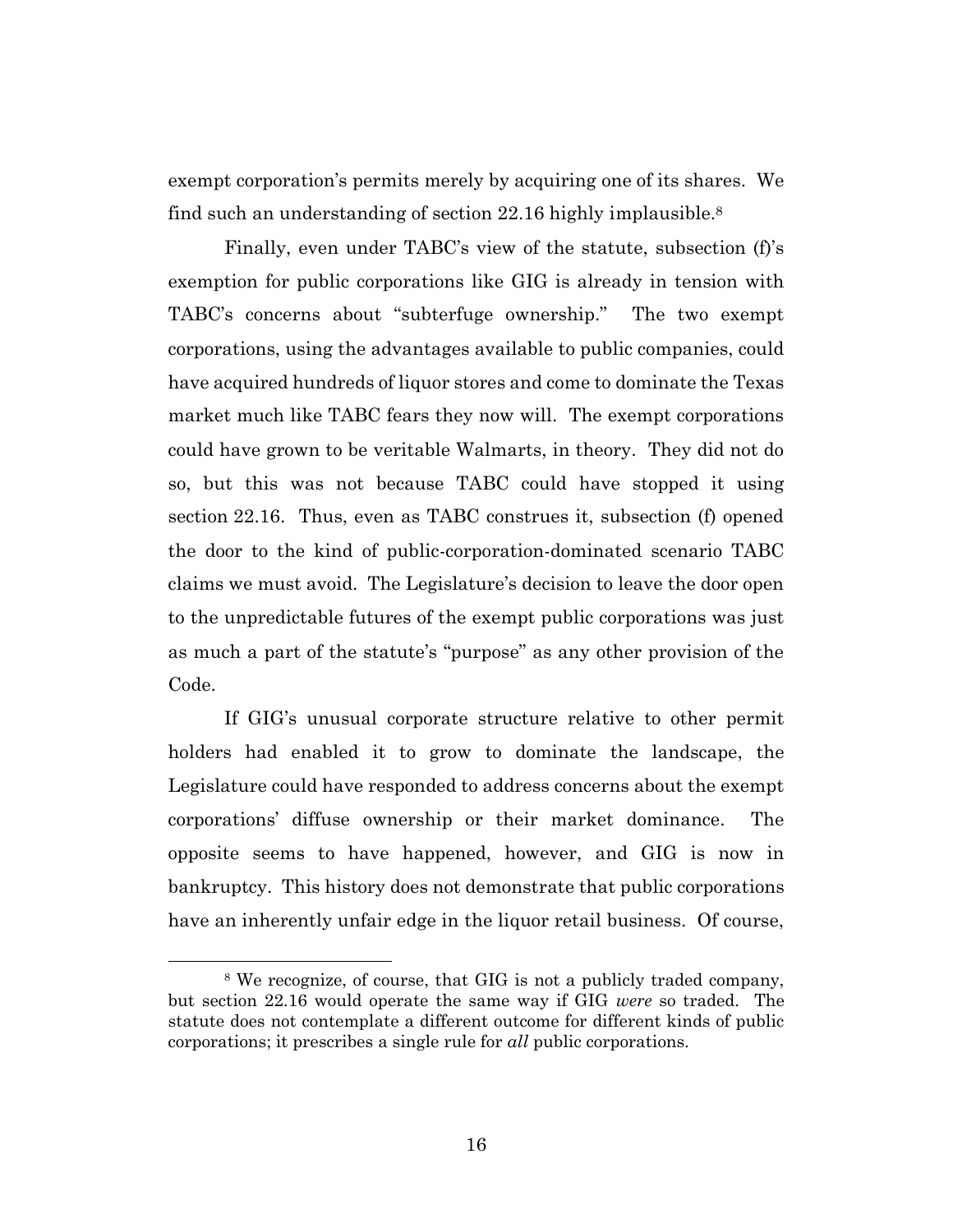exempt corporation's permits merely by acquiring one of its shares. We find such an understanding of section 22.16 highly implausible.[8]

Finally, even under TABC's view of the statute, subsection (f)'s exemption for public corporations like GIG is already in tension with TABC's concerns about "subterfuge ownership." The two exempt corporations, using the advantages available to public companies, could have acquired hundreds of liquor stores and come to dominate the Texas market much like TABC fears they now will. The exempt corporations could have grown to be veritable Walmarts, in theory. They did not do so, but this was not because TABC could have stopped it using section 22.16. Thus, even as TABC construes it, subsection (f) opened the door to the kind of public-corporation-dominated scenario TABC claims we must avoid. The Legislature's decision to leave the door open to the unpredictable futures of the exempt public corporations was just as much a part of the statute's "purpose" as any other provision of the Code.

If GIG's unusual corporate structure relative to other permit holders had enabled it to grow to dominate the landscape, the Legislature could have responded to address concerns about the exempt corporations' diffuse ownership or their market dominance. The opposite seems to have happened, however, and GIG is now in bankruptcy. This history does not demonstrate that public corporations have an inherently unfair edge in the liquor retail business. Of course,

---

[8] We recognize, of course, that GIG is not a publicly traded company, but section 22.16 would operate the same way if GIG *were* so traded. The statute does not contemplate a different outcome for different kinds of public corporations; it prescribes a single rule for *all* public corporations.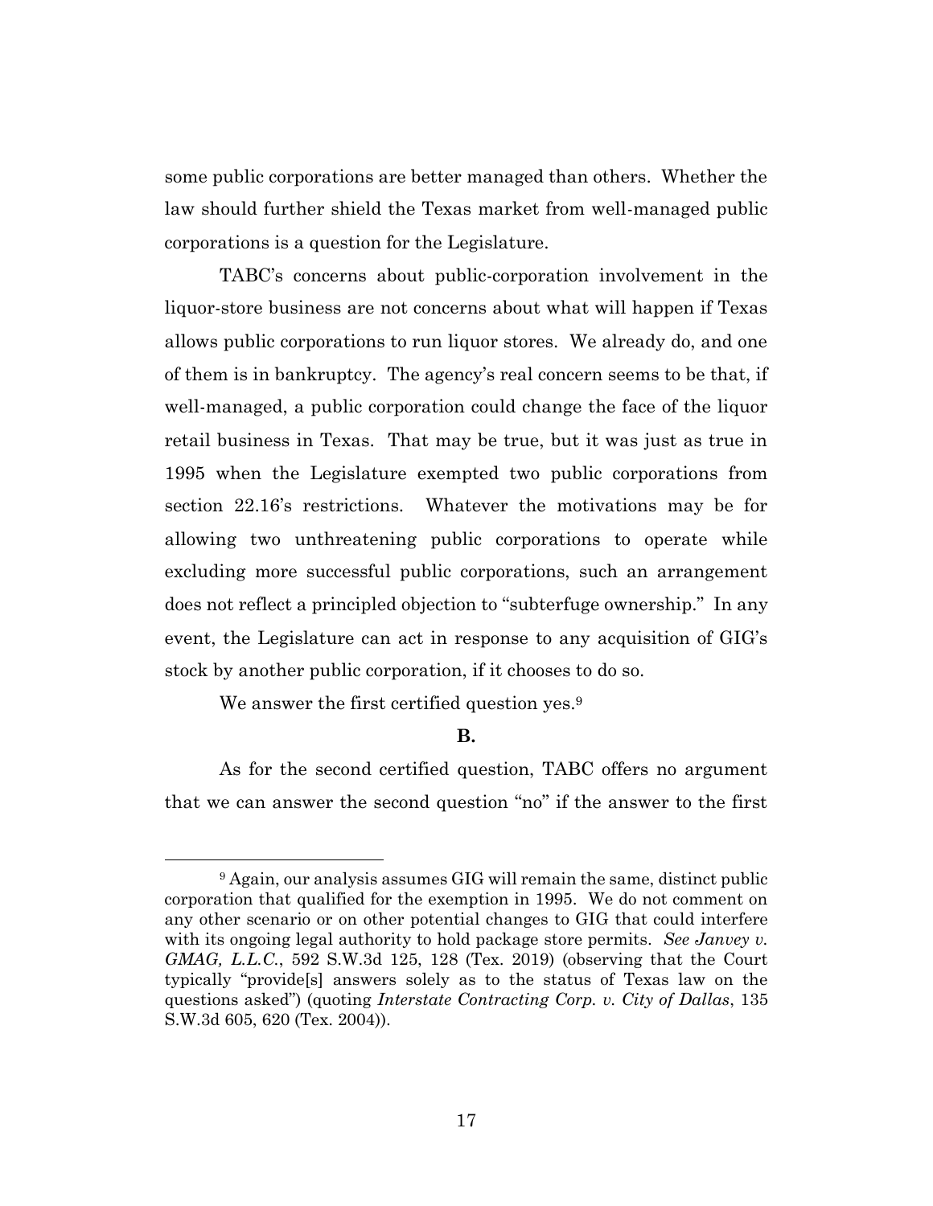some public corporations are better managed than others. Whether the law should further shield the Texas market from well-managed public corporations is a question for the Legislature.

TABC's concerns about public-corporation involvement in the liquor-store business are not concerns about what will happen if Texas allows public corporations to run liquor stores. We already do, and one of them is in bankruptcy. The agency's real concern seems to be that, if well-managed, a public corporation could change the face of the liquor retail business in Texas. That may be true, but it was just as true in 1995 when the Legislature exempted two public corporations from section 22.16's restrictions. Whatever the motivations may be for allowing two unthreatening public corporations to operate while excluding more successful public corporations, such an arrangement does not reflect a principled objection to "subterfuge ownership." In any event, the Legislature can act in response to any acquisition of GIG's stock by another public corporation, if it chooses to do so.

We answer the first certified question yes.[9]

**B.**

As for the second certified question, TABC offers no argument that we can answer the second question "no" if the answer to the first

---

[9] Again, our analysis assumes GIG will remain the same, distinct public corporation that qualified for the exemption in 1995. We do not comment on any other scenario or on other potential changes to GIG that could interfere with its ongoing legal authority to hold package store permits. *See Janvey v. GMAG, L.L.C.*, 592 S.W.3d 125, 128 (Tex. 2019) (observing that the Court typically "provide[s] answers solely as to the status of Texas law on the questions asked") (quoting *Interstate Contracting Corp. v. City of Dallas*, 135 S.W.3d 605, 620 (Tex. 2004)).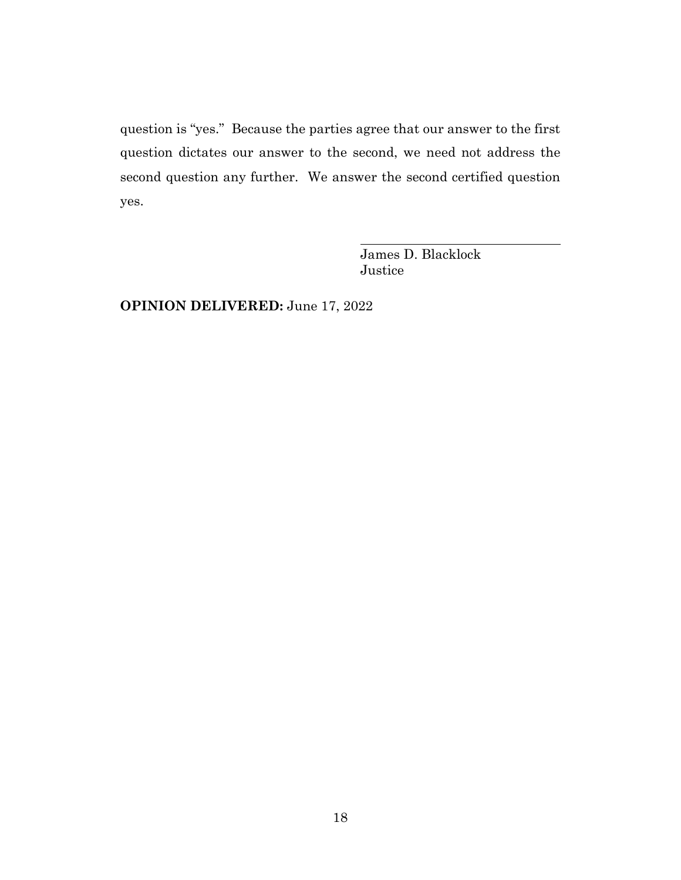question is "yes." Because the parties agree that our answer to the first question dictates our answer to the second, we need not address the second question any further. We answer the second certified question yes.

James D. Blacklock
Justice

**OPINION DELIVERED:** June 17, 2022